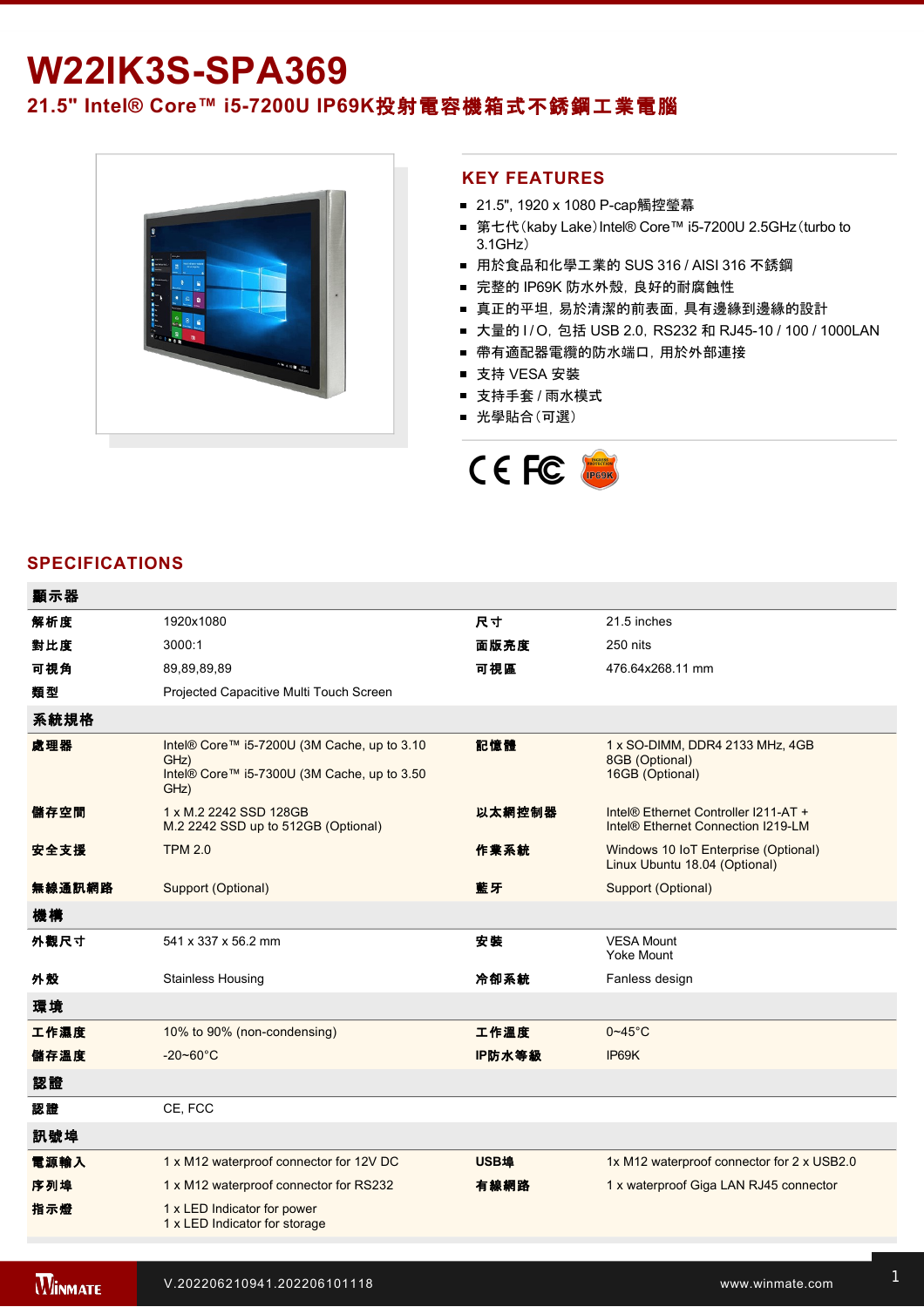# W22IK3S-SPA369

## 21.5" Intel® Core™ i5-7200U IP69K投射電容機箱式不銹鋼工業電腦

## KEY FEATURES

- 21.5", 1920 x 1080 P-cap觸控螢幕
- 第七代(kaby Lake)Intel® Core™ i5-7200U 2.5GHz(turbo to 3.1GHz)
- 用於食品和化學工業的 SUS 316 / AISI 316 不銹鋼
- 完整的 IP69K 防水外殼, 良好的耐腐蝕性
- 真正的平坦, 易於清潔的前表面, 具有邊緣到邊緣的設計
- 大量的 I / O, 包括 USB 2.0, RS232 和 RJ45-10 / 100 / 1000LAN
- 帶有適配器電纜的防水端口, 用於外部連接
- 支持 VESA 安裝
- 支持手套 / 雨水模式
- 光學貼合(可選)

## SPECIFICATIONS

| 顯示器 | | | |
|---|---|---|---|
| 解析度 | 1920x1080 | 尺寸 | 21.5 inches |
| 對比度 | 3000:1 | 面版亮度 | 250 nits |
| 可視角 | 89,89,89,89 | 可視區 | 476.64x268.11 mm |
| 類型 | Projected Capacitive Multi Touch Screen | | |
| **系統規格** | | | |
| 處理器 | Intel® Core™ i5-7200U (3M Cache, up to 3.10 GHz)<br>Intel® Core™ i5-7300U (3M Cache, up to 3.50 GHz) | 記憶體 | 1 x SO-DIMM, DDR4 2133 MHz, 4GB<br>8GB (Optional)<br>16GB (Optional) |
| 儲存空間 | 1 x M.2 2242 SSD 128GB<br>M.2 2242 SSD up to 512GB (Optional) | 以太網控制器 | Intel® Ethernet Controller I211-AT +<br>Intel® Ethernet Connection I219-LM |
| 安全支援 | TPM 2.0 | 作業系統 | Windows 10 IoT Enterprise (Optional)<br>Linux Ubuntu 18.04 (Optional) |
| 無線通訊網路 | Support (Optional) | 藍牙 | Support (Optional) |
| **機構** | | | |
| 外觀尺寸 | 541 x 337 x 56.2 mm | 安裝 | VESA Mount<br>Yoke Mount |
| 外殼 | Stainless Housing | 冷卻系統 | Fanless design |
| **環境** | | | |
| 工作濕度 | 10% to 90% (non-condensing) | 工作溫度 | 0~45°C |
| 儲存溫度 | -20~60°C | IP防水等級 | IP69K |
| **認證** | | | |
| 認證 | CE, FCC | | |
| **訊號埠** | | | |
| 電源輸入 | 1 x M12 waterproof connector for 12V DC | USB埠 | 1x M12 waterproof connector for 2 x USB2.0 |
| 序列埠 | 1 x M12 waterproof connector for RS232 | 有線網路 | 1 x waterproof Giga LAN RJ45 connector |
| 指示燈 | 1 x LED Indicator for power<br>1 x LED Indicator for storage | | |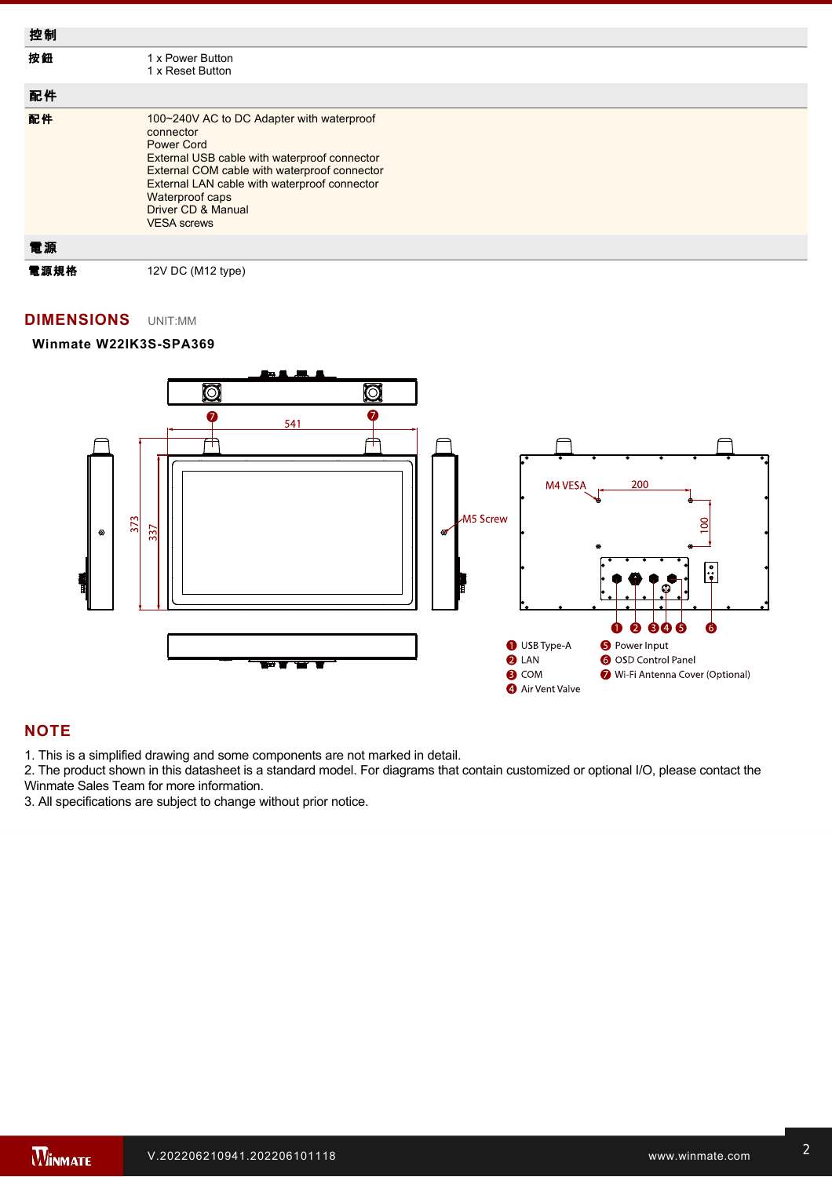| | |
|---|---|
| **控制** | |
| **按鈕** | 1 x Power Button<br>1 x Reset Button |
| **配件** | |
| **配件** | 100~240V AC to DC Adapter with waterproof connector<br>Power Cord<br>External USB cable with waterproof connector<br>External COM cable with waterproof connector<br>External LAN cable with waterproof connector<br>Waterproof caps<br>Driver CD & Manual<br>VESA screws |
| **電源** | |
| **電源規格** | 12V DC (M12 type) |

## DIMENSIONS UNIT:MM

**Winmate W22IK3S-SPA369**

541
373
337
M5 Screw
M4 VESA
200
100

1. USB Type-A
2. LAN
3. COM
4. Air Vent Valve
5. Power Input
6. OSD Control Panel
7. Wi-Fi Antenna Cover (Optional)

## NOTE

1. This is a simplified drawing and some components are not marked in detail.
2. The product shown in this datasheet is a standard model. For diagrams that contain customized or optional I/O, please contact the Winmate Sales Team for more information.
3. All specifications are subject to change without prior notice.